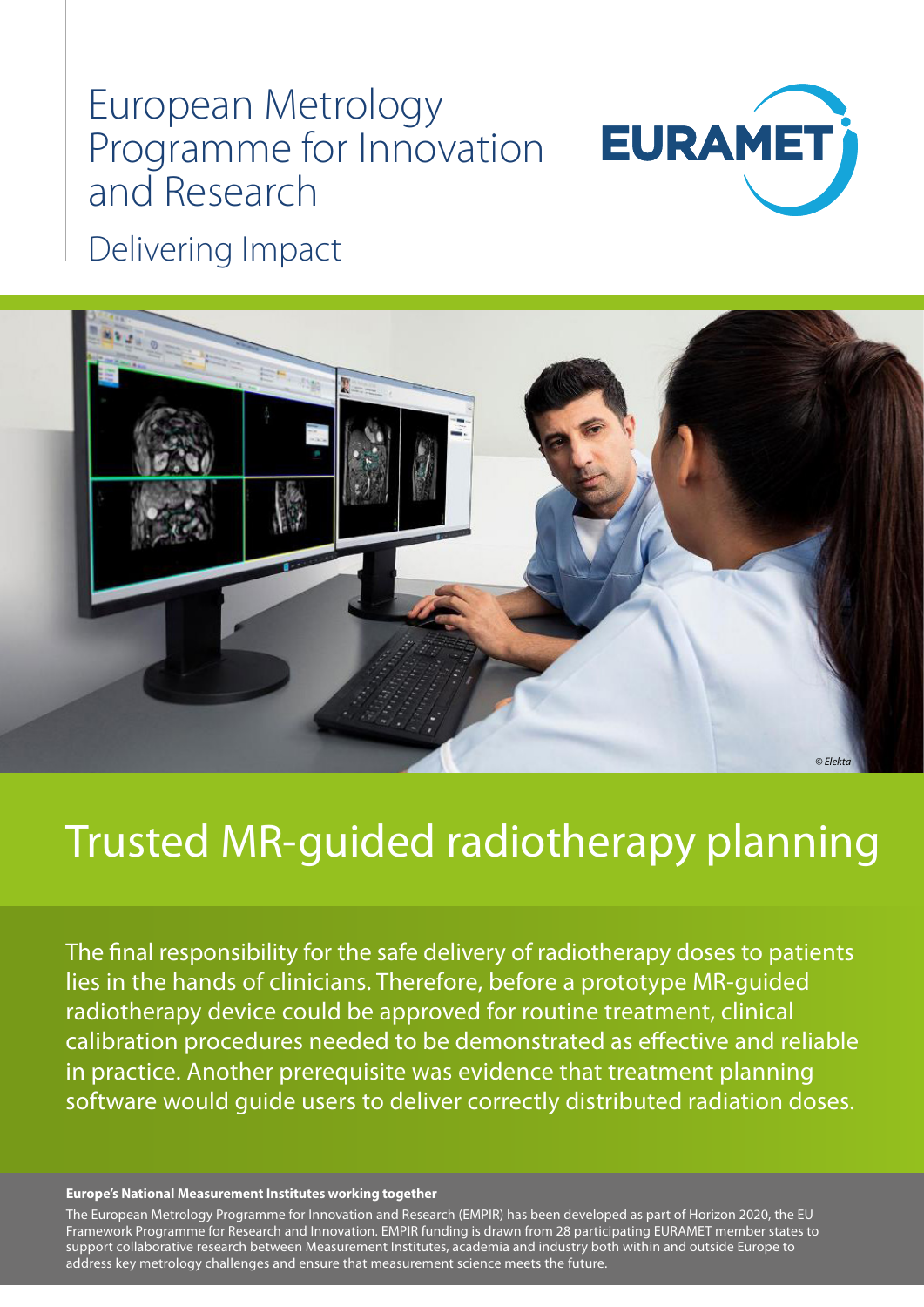# European Metrology Programme for Innovation and Research

Delivering Impact

EURAMET

© Elekta

## Trusted MR-guided radiotherapy planning

The final responsibility for the safe delivery of radiotherapy doses to patients lies in the hands of clinicians. Therefore, before a prototype MR-guided radiotherapy device could be approved for routine treatment, clinical calibration procedures needed to be demonstrated as effective and reliable in practice. Another prerequisite was evidence that treatment planning software would guide users to deliver correctly distributed radiation doses.

**Europe's National Measurement Institutes working together**

The European Metrology Programme for Innovation and Research (EMPIR) has been developed as part of Horizon 2020, the EU Framework Programme for Research and Innovation. EMPIR funding is drawn from 28 participating EURAMET member states to support collaborative research between Measurement Institutes, academia and industry both within and outside Europe to address key metrology challenges and ensure that measurement science meets the future.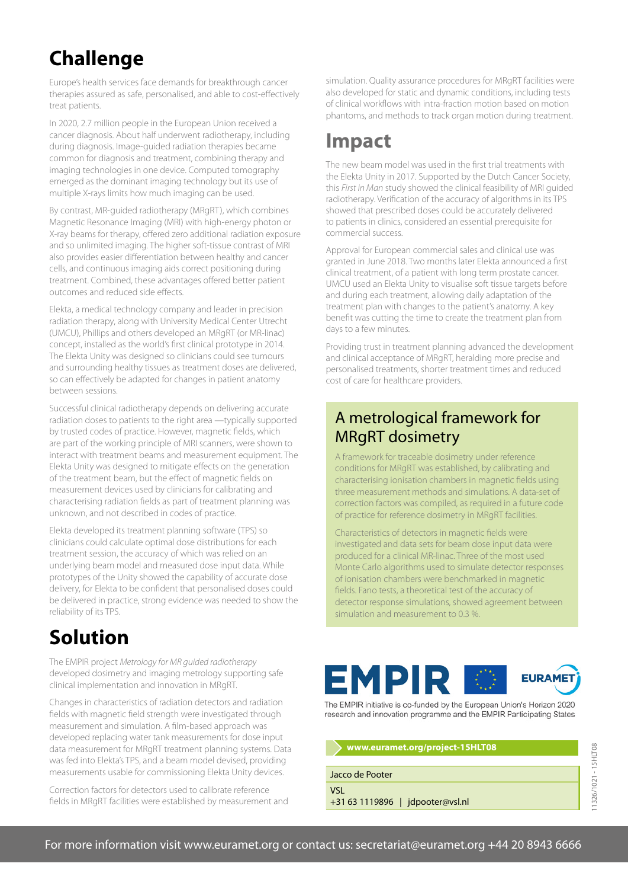# Challenge

Europe's health services face demands for breakthrough cancer therapies assured as safe, personalised, and able to cost-effectively treat patients.

In 2020, 2.7 million people in the European Union received a cancer diagnosis. About half underwent radiotherapy, including during diagnosis. Image-guided radiation therapies became common for diagnosis and treatment, combining therapy and imaging technologies in one device. Computed tomography emerged as the dominant imaging technology but its use of multiple X-rays limits how much imaging can be used.

By contrast, MR-guided radiotherapy (MRgRT), which combines Magnetic Resonance Imaging (MRI) with high-energy photon or X-ray beams for therapy, offered zero additional radiation exposure and so unlimited imaging. The higher soft-tissue contrast of MRI also provides easier differentiation between healthy and cancer cells, and continuous imaging aids correct positioning during treatment. Combined, these advantages offered better patient outcomes and reduced side effects.

Elekta, a medical technology company and leader in precision radiation therapy, along with University Medical Center Utrecht (UMCU), Phillips and others developed an MRgRT (or MR-linac) concept, installed as the world's first clinical prototype in 2014. The Elekta Unity was designed so clinicians could see tumours and surrounding healthy tissues as treatment doses are delivered, so can effectively be adapted for changes in patient anatomy between sessions.

Successful clinical radiotherapy depends on delivering accurate radiation doses to patients to the right area —typically supported by trusted codes of practice. However, magnetic fields, which are part of the working principle of MRI scanners, were shown to interact with treatment beams and measurement equipment. The Elekta Unity was designed to mitigate effects on the generation of the treatment beam, but the effect of magnetic fields on measurement devices used by clinicians for calibrating and characterising radiation fields as part of treatment planning was unknown, and not described in codes of practice.

Elekta developed its treatment planning software (TPS) so clinicians could calculate optimal dose distributions for each treatment session, the accuracy of which was relied on an underlying beam model and measured dose input data. While prototypes of the Unity showed the capability of accurate dose delivery, for Elekta to be confident that personalised doses could be delivered in practice, strong evidence was needed to show the reliability of its TPS.

# Solution

The EMPIR project *Metrology for MR guided radiotherapy* developed dosimetry and imaging metrology supporting safe clinical implementation and innovation in MRgRT.

Changes in characteristics of radiation detectors and radiation fields with magnetic field strength were investigated through measurement and simulation. A film-based approach was developed replacing water tank measurements for dose input data measurement for MRgRT treatment planning systems. Data was fed into Elekta's TPS, and a beam model devised, providing measurements usable for commissioning Elekta Unity devices.

Correction factors for detectors used to calibrate reference fields in MRgRT facilities were established by measurement and simulation. Quality assurance procedures for MRgRT facilities were also developed for static and dynamic conditions, including tests of clinical workflows with intra-fraction motion based on motion phantoms, and methods to track organ motion during treatment.

# Impact

The new beam model was used in the first trial treatments with the Elekta Unity in 2017. Supported by the Dutch Cancer Society, this *First in Man* study showed the clinical feasibility of MRI guided radiotherapy. Verification of the accuracy of algorithms in its TPS showed that prescribed doses could be accurately delivered to patients in clinics, considered an essential prerequisite for commercial success.

Approval for European commercial sales and clinical use was granted in June 2018. Two months later Elekta announced a first clinical treatment, of a patient with long term prostate cancer. UMCU used an Elekta Unity to visualise soft tissue targets before and during each treatment, allowing daily adaptation of the treatment plan with changes to the patient's anatomy. A key benefit was cutting the time to create the treatment plan from days to a few minutes.

Providing trust in treatment planning advanced the development and clinical acceptance of MRgRT, heralding more precise and personalised treatments, shorter treatment times and reduced cost of care for healthcare providers.

## A metrological framework for MRgRT dosimetry

A framework for traceable dosimetry under reference conditions for MRgRT was established, by calibrating and characterising ionisation chambers in magnetic fields using three measurement methods and simulations. A data-set of correction factors was compiled, as required in a future code of practice for reference dosimetry in MRgRT facilities.

Characteristics of detectors in magnetic fields were investigated and data sets for beam dose input data were produced for a clinical MR-linac. Three of the most used Monte Carlo algorithms used to simulate detector responses of ionisation chambers were benchmarked in magnetic fields. Fano tests, a theoretical test of the accuracy of detector response simulations, showed agreement between simulation and measurement to 0.3 %.

EMPIR EURAMET

The EMPIR initiative is co-funded by the European Union's Horizon 2020 research and innovation programme and the EMPIR Participating States

**www.euramet.org/project-15HLT08**

Jacco de Pooter

VSL
+31 63 1119896 | jdpooter@vsl.nl

11326/1021 - 15HLT08

For more information visit www.euramet.org or contact us: secretariat@euramet.org +44 20 8943 6666